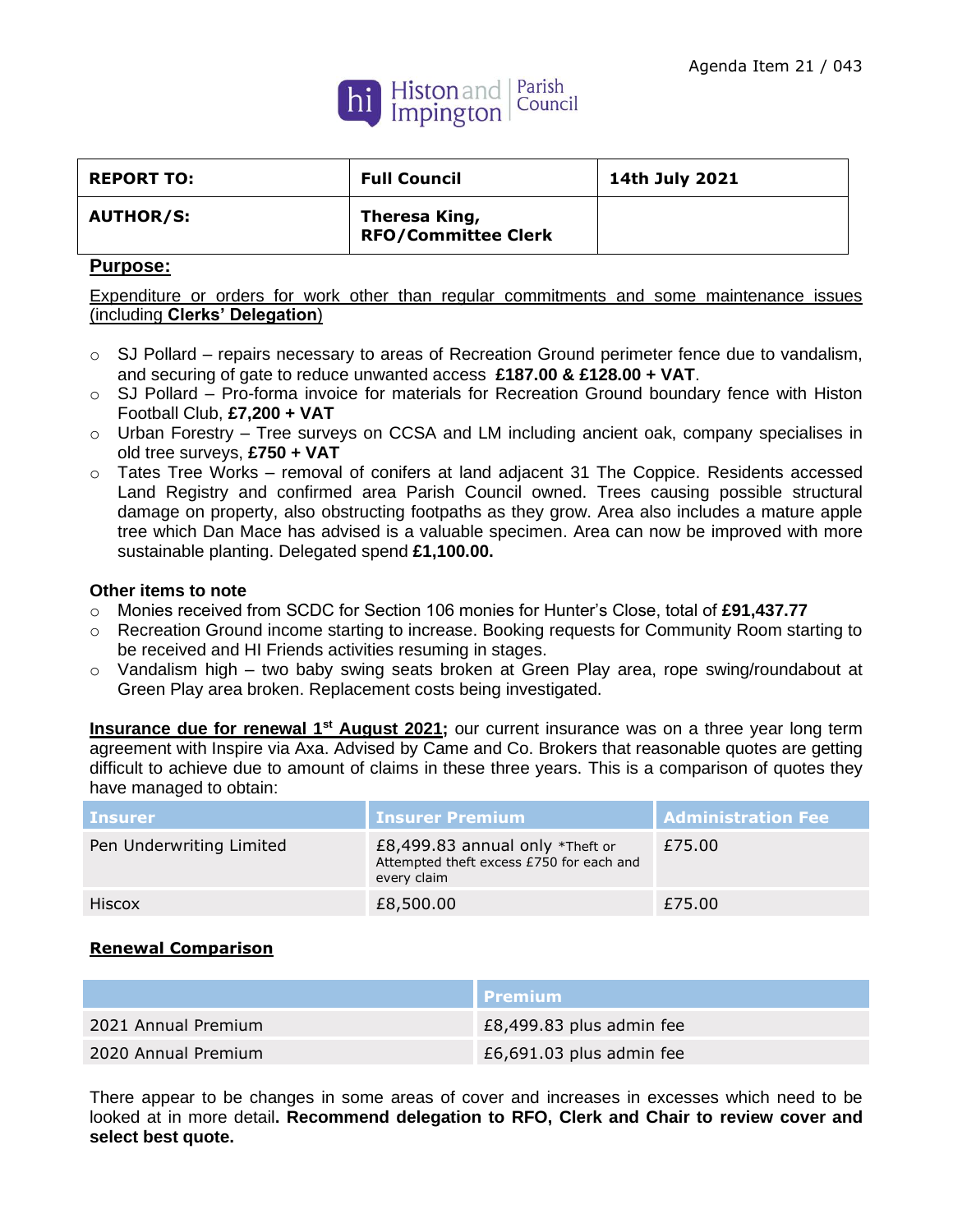Agenda Item 21 / 043

Histon and Impington Parish Council

| REPORT TO: | Full Council | 14th July 2021 |
|---|---|---|
| AUTHOR/S: | Theresa King, RFO/Committee Clerk | |

**Purpose:**

Expenditure or orders for work other than regular commitments and some maintenance issues (including **Clerks' Delegation**)

- SJ Pollard – repairs necessary to areas of Recreation Ground perimeter fence due to vandalism, and securing of gate to reduce unwanted access **£187.00 & £128.00 + VAT**.
- SJ Pollard – Pro-forma invoice for materials for Recreation Ground boundary fence with Histon Football Club, **£7,200 + VAT**
- Urban Forestry – Tree surveys on CCSA and LM including ancient oak, company specialises in old tree surveys, **£750 + VAT**
- Tates Tree Works – removal of conifers at land adjacent 31 The Coppice. Residents accessed Land Registry and confirmed area Parish Council owned. Trees causing possible structural damage on property, also obstructing footpaths as they grow. Area also includes a mature apple tree which Dan Mace has advised is a valuable specimen. Area can now be improved with more sustainable planting. Delegated spend **£1,100.00.**

**Other items to note**

- Monies received from SCDC for Section 106 monies for Hunter's Close, total of **£91,437.77**
- Recreation Ground income starting to increase. Booking requests for Community Room starting to be received and HI Friends activities resuming in stages.
- Vandalism high – two baby swing seats broken at Green Play area, rope swing/roundabout at Green Play area broken. Replacement costs being investigated.

**Insurance due for renewal 1st August 2021;** our current insurance was on a three year long term agreement with Inspire via Axa. Advised by Came and Co. Brokers that reasonable quotes are getting difficult to achieve due to amount of claims in these three years. This is a comparison of quotes they have managed to obtain:

| Insurer | Insurer Premium | Administration Fee |
|---|---|---|
| Pen Underwriting Limited | £8,499.83 annual only *Theft or Attempted theft excess £750 for each and every claim | £75.00 |
| Hiscox | £8,500.00 | £75.00 |

**Renewal Comparison**

| | Premium |
|---|---|
| 2021 Annual Premium | £8,499.83 plus admin fee |
| 2020 Annual Premium | £6,691.03 plus admin fee |

There appear to be changes in some areas of cover and increases in excesses which need to be looked at in more detail**. Recommend delegation to RFO, Clerk and Chair to review cover and select best quote.**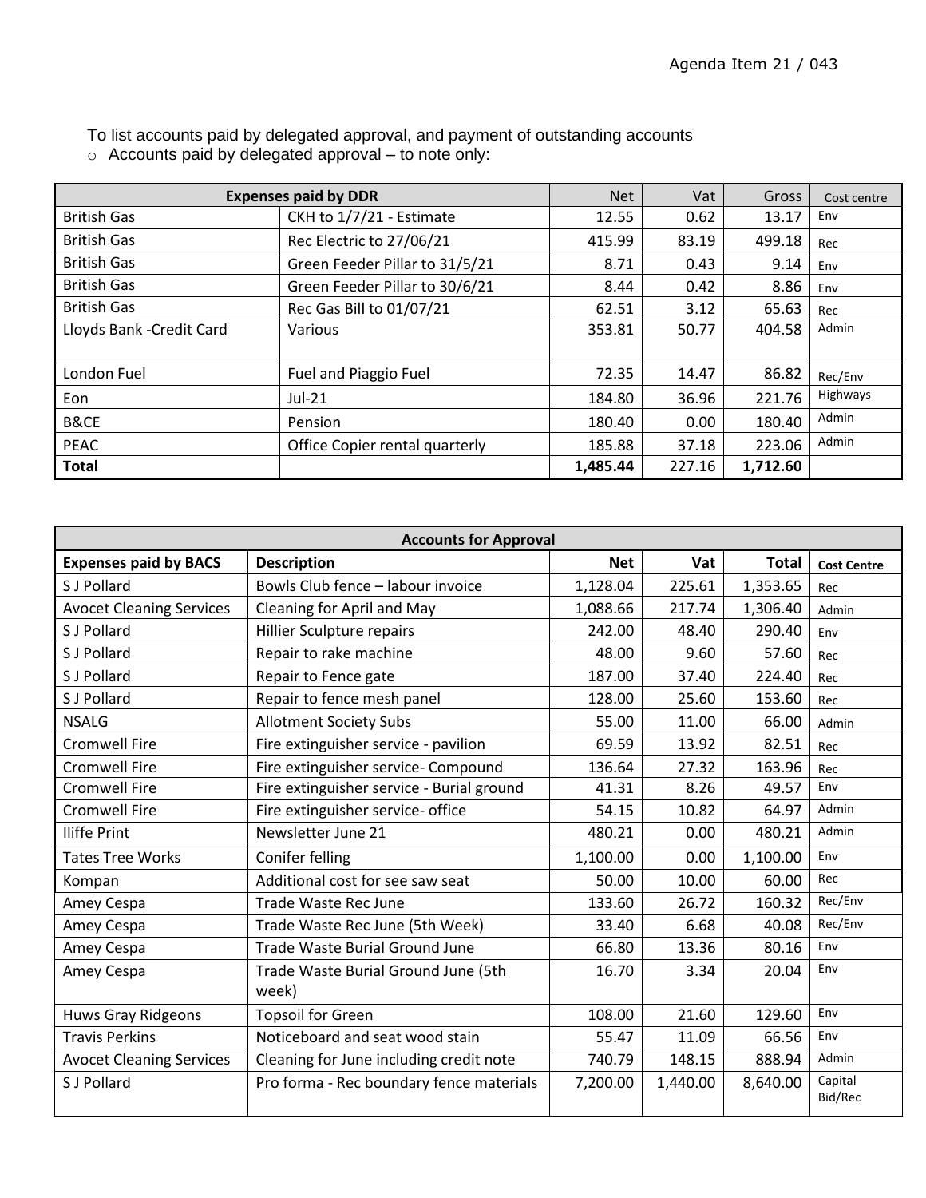Agenda Item 21 / 043

To list accounts paid by delegated approval, and payment of outstanding accounts

- Accounts paid by delegated approval – to note only:

| Expenses paid by DDR | | Net | Vat | Gross | Cost centre |
|---|---|---|---|---|---|
| British Gas | CKH to 1/7/21 - Estimate | 12.55 | 0.62 | 13.17 | Env |
| British Gas | Rec Electric to 27/06/21 | 415.99 | 83.19 | 499.18 | Rec |
| British Gas | Green Feeder Pillar to 31/5/21 | 8.71 | 0.43 | 9.14 | Env |
| British Gas | Green Feeder Pillar to 30/6/21 | 8.44 | 0.42 | 8.86 | Env |
| British Gas | Rec Gas Bill to 01/07/21 | 62.51 | 3.12 | 65.63 | Rec |
| Lloyds Bank -Credit Card | Various | 353.81 | 50.77 | 404.58 | Admin |
| London Fuel | Fuel and Piaggio Fuel | 72.35 | 14.47 | 86.82 | Rec/Env |
| Eon | Jul-21 | 184.80 | 36.96 | 221.76 | Highways |
| B&CE | Pension | 180.40 | 0.00 | 180.40 | Admin |
| PEAC | Office Copier rental quarterly | 185.88 | 37.18 | 223.06 | Admin |
| **Total** | | **1,485.44** | 227.16 | **1,712.60** | |

| Accounts for Approval | | | | | |
|---|---|---|---|---|---|
| **Expenses paid by BACS** | **Description** | **Net** | **Vat** | **Total** | **Cost Centre** |
| S J Pollard | Bowls Club fence – labour invoice | 1,128.04 | 225.61 | 1,353.65 | Rec |
| Avocet Cleaning Services | Cleaning for April and May | 1,088.66 | 217.74 | 1,306.40 | Admin |
| S J Pollard | Hillier Sculpture repairs | 242.00 | 48.40 | 290.40 | Env |
| S J Pollard | Repair to rake machine | 48.00 | 9.60 | 57.60 | Rec |
| S J Pollard | Repair to Fence gate | 187.00 | 37.40 | 224.40 | Rec |
| S J Pollard | Repair to fence mesh panel | 128.00 | 25.60 | 153.60 | Rec |
| NSALG | Allotment Society Subs | 55.00 | 11.00 | 66.00 | Admin |
| Cromwell Fire | Fire extinguisher service - pavilion | 69.59 | 13.92 | 82.51 | Rec |
| Cromwell Fire | Fire extinguisher service- Compound | 136.64 | 27.32 | 163.96 | Rec |
| Cromwell Fire | Fire extinguisher service - Burial ground | 41.31 | 8.26 | 49.57 | Env |
| Cromwell Fire | Fire extinguisher service- office | 54.15 | 10.82 | 64.97 | Admin |
| Iliffe Print | Newsletter June 21 | 480.21 | 0.00 | 480.21 | Admin |
| Tates Tree Works | Conifer felling | 1,100.00 | 0.00 | 1,100.00 | Env |
| Kompan | Additional cost for see saw seat | 50.00 | 10.00 | 60.00 | Rec |
| Amey Cespa | Trade Waste Rec June | 133.60 | 26.72 | 160.32 | Rec/Env |
| Amey Cespa | Trade Waste Rec June (5th Week) | 33.40 | 6.68 | 40.08 | Rec/Env |
| Amey Cespa | Trade Waste Burial Ground June | 66.80 | 13.36 | 80.16 | Env |
| Amey Cespa | Trade Waste Burial Ground June (5th week) | 16.70 | 3.34 | 20.04 | Env |
| Huws Gray Ridgeons | Topsoil for Green | 108.00 | 21.60 | 129.60 | Env |
| Travis Perkins | Noticeboard and seat wood stain | 55.47 | 11.09 | 66.56 | Env |
| Avocet Cleaning Services | Cleaning for June including credit note | 740.79 | 148.15 | 888.94 | Admin |
| S J Pollard | Pro forma - Rec boundary fence materials | 7,200.00 | 1,440.00 | 8,640.00 | Capital Bid/Rec |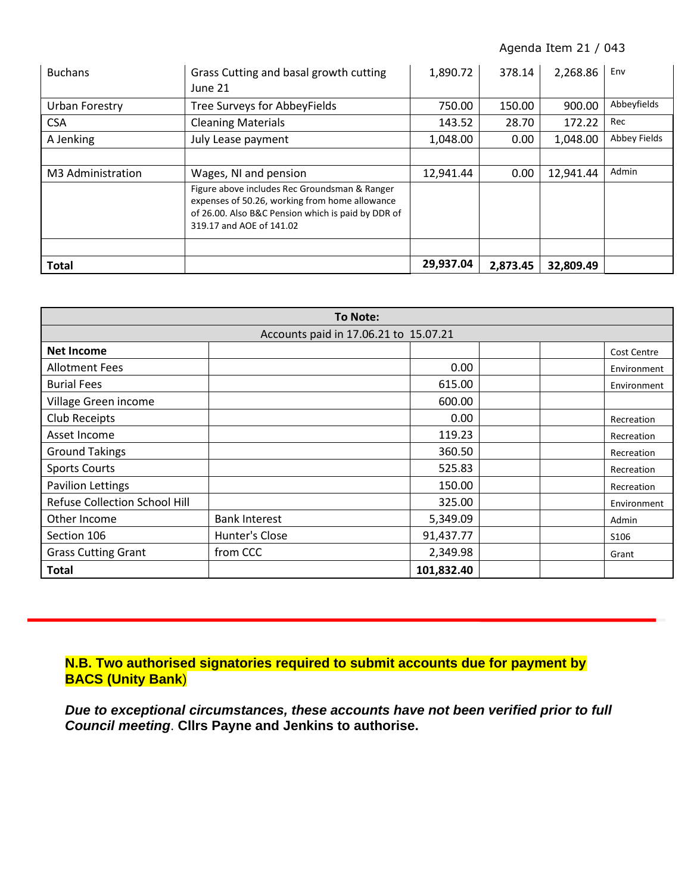| | | | | | |
|---|---|---|---|---|---|
| Buchans | Grass Cutting and basal growth cutting June 21 | 1,890.72 | 378.14 | 2,268.86 | Env |
| Urban Forestry | Tree Surveys for AbbeyFields | 750.00 | 150.00 | 900.00 | Abbeyfields |
| CSA | Cleaning Materials | 143.52 | 28.70 | 172.22 | Rec |
| A Jenking | July Lease payment | 1,048.00 | 0.00 | 1,048.00 | Abbey Fields |
| | | | | | |
| M3 Administration | Wages, NI and pension | 12,941.44 | 0.00 | 12,941.44 | Admin |
| | Figure above includes Rec Groundsman & Ranger expenses of 50.26, working from home allowance of 26.00. Also B&C Pension which is paid by DDR of 319.17 and AOE of 141.02 | | | | |
| | | | | | |
| **Total** | | **29,937.04** | **2,873.45** | **32,809.49** | |

| **To Note:** | | | | | |
|---|---|---|---|---|---|
| Accounts paid in 17.06.21 to 15.07.21 | | | | | |
| **Net Income** | | | | | Cost Centre |
| Allotment Fees | | 0.00 | | | Environment |
| Burial Fees | | 615.00 | | | Environment |
| Village Green income | | 600.00 | | | |
| Club Receipts | | 0.00 | | | Recreation |
| Asset Income | | 119.23 | | | Recreation |
| Ground Takings | | 360.50 | | | Recreation |
| Sports Courts | | 525.83 | | | Recreation |
| Pavilion Lettings | | 150.00 | | | Recreation |
| Refuse Collection School Hill | | 325.00 | | | Environment |
| Other Income | Bank Interest | 5,349.09 | | | Admin |
| Section 106 | Hunter's Close | 91,437.77 | | | S106 |
| Grass Cutting Grant | from CCC | 2,349.98 | | | Grant |
| **Total** | | **101,832.40** | | | |

**N.B. Two authorised signatories required to submit accounts due for payment by BACS (Unity Bank)**

***Due to exceptional circumstances, these accounts have not been verified prior to full Council meeting*. Cllrs Payne and Jenkins to authorise.**